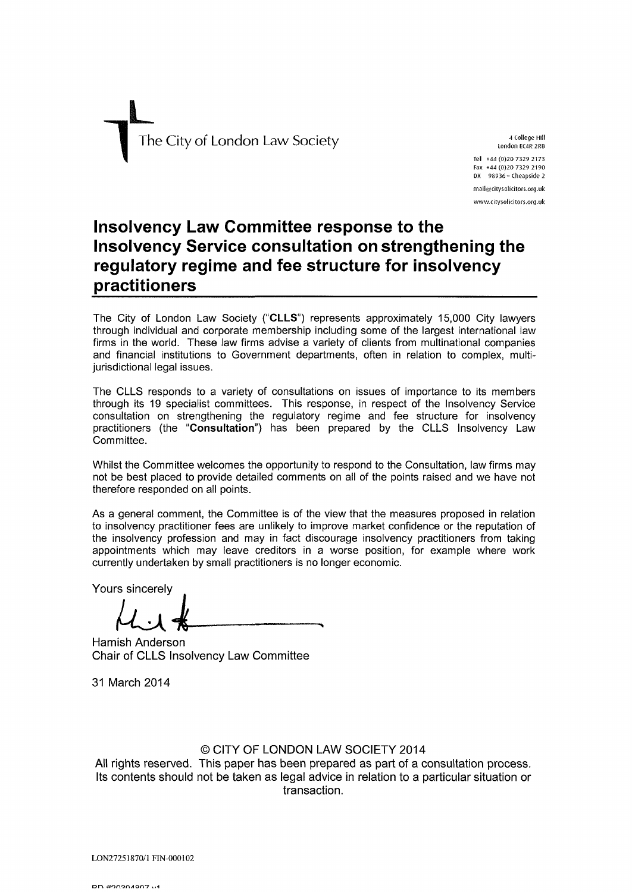The City of London Law Society

4 College Hill
London EC4R 2RB

Tel +44 (0)20 7329 2173
Fax +44 (0)20 7329 2190
DX 98936 – Cheapside 2

mail@citysolicitors.org.uk

www.citysolicitors.org.uk

# Insolvency Law Committee response to the Insolvency Service consultation on strengthening the regulatory regime and fee structure for insolvency practitioners

The City of London Law Society ("**CLLS**") represents approximately 15,000 City lawyers through individual and corporate membership including some of the largest international law firms in the world. These law firms advise a variety of clients from multinational companies and financial institutions to Government departments, often in relation to complex, multi-jurisdictional legal issues.

The CLLS responds to a variety of consultations on issues of importance to its members through its 19 specialist committees. This response, in respect of the Insolvency Service consultation on strengthening the regulatory regime and fee structure for insolvency practitioners (the "**Consultation**") has been prepared by the CLLS Insolvency Law Committee.

Whilst the Committee welcomes the opportunity to respond to the Consultation, law firms may not be best placed to provide detailed comments on all of the points raised and we have not therefore responded on all points.

As a general comment, the Committee is of the view that the measures proposed in relation to insolvency practitioner fees are unlikely to improve market confidence or the reputation of the insolvency profession and may in fact discourage insolvency practitioners from taking appointments which may leave creditors in a worse position, for example where work currently undertaken by small practitioners is no longer economic.

Yours sincerely

Hamish Anderson
Chair of CLLS Insolvency Law Committee

31 March 2014

© CITY OF LONDON LAW SOCIETY 2014
All rights reserved. This paper has been prepared as part of a consultation process. Its contents should not be taken as legal advice in relation to a particular situation or transaction.

LON27251870/1 FIN-000102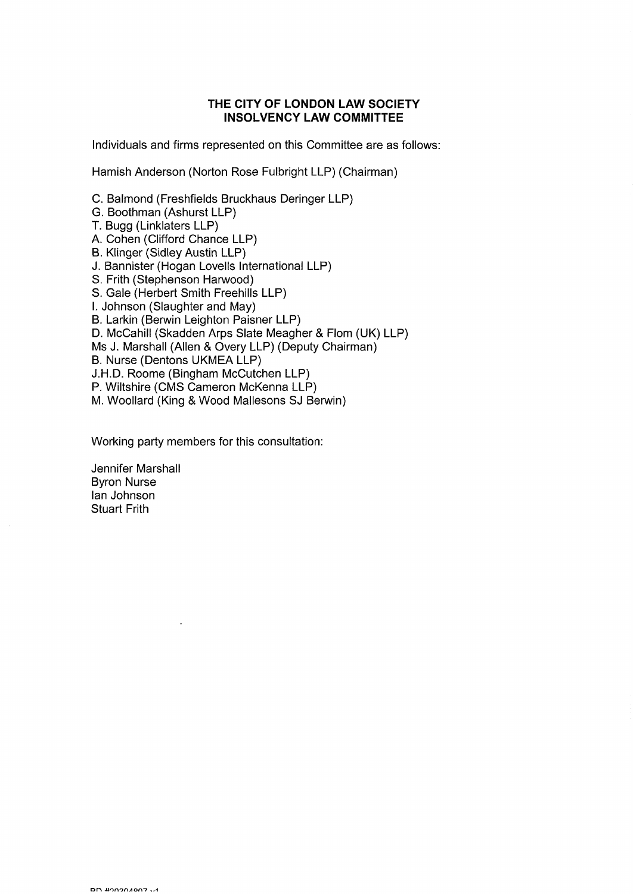**THE CITY OF LONDON LAW SOCIETY**
**INSOLVENCY LAW COMMITTEE**

Individuals and firms represented on this Committee are as follows:

Hamish Anderson (Norton Rose Fulbright LLP) (Chairman)

C. Balmond (Freshfields Bruckhaus Deringer LLP)
G. Boothman (Ashurst LLP)
T. Bugg (Linklaters LLP)
A. Cohen (Clifford Chance LLP)
B. Klinger (Sidley Austin LLP)
J. Bannister (Hogan Lovells International LLP)
S. Frith (Stephenson Harwood)
S. Gale (Herbert Smith Freehills LLP)
I. Johnson (Slaughter and May)
B. Larkin (Berwin Leighton Paisner LLP)
D. McCahill (Skadden Arps Slate Meagher & Flom (UK) LLP)
Ms J. Marshall (Allen & Overy LLP) (Deputy Chairman)
B. Nurse (Dentons UKMEA LLP)
J.H.D. Roome (Bingham McCutchen LLP)
P. Wiltshire (CMS Cameron McKenna LLP)
M. Woollard (King & Wood Mallesons SJ Berwin)

Working party members for this consultation:

Jennifer Marshall
Byron Nurse
Ian Johnson
Stuart Frith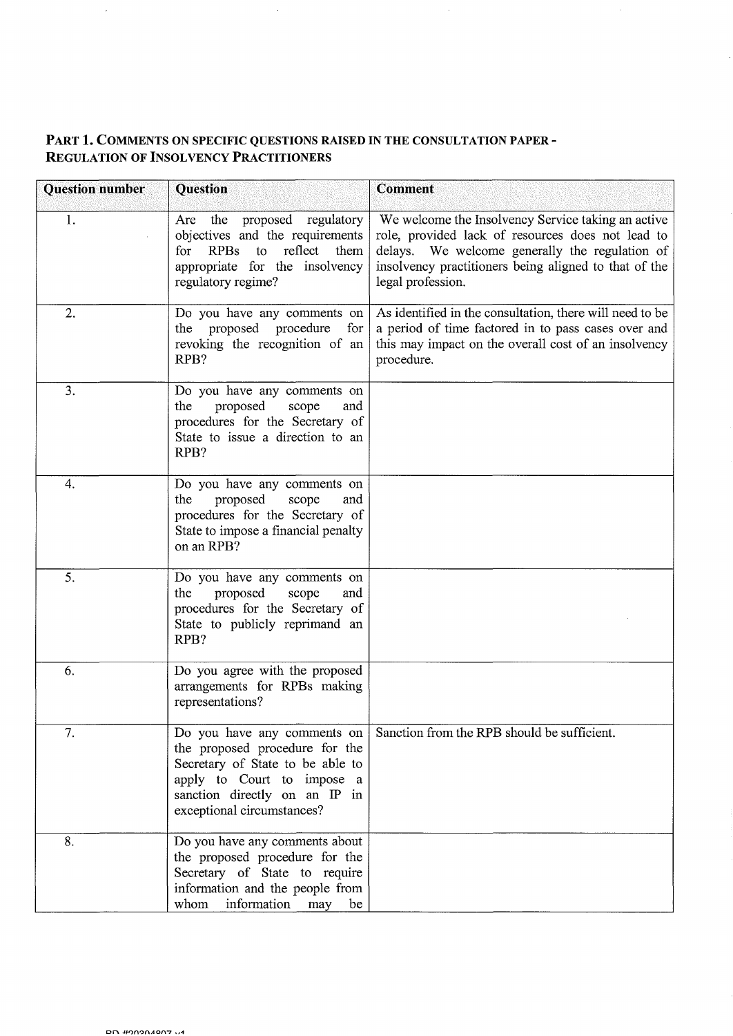## PART 1. COMMENTS ON SPECIFIC QUESTIONS RAISED IN THE CONSULTATION PAPER - REGULATION OF INSOLVENCY PRACTITIONERS

| Question number | Question | Comment |
| --- | --- | --- |
| 1. | Are the proposed regulatory objectives and the requirements for RPBs to reflect them appropriate for the insolvency regulatory regime? | We welcome the Insolvency Service taking an active role, provided lack of resources does not lead to delays. We welcome generally the regulation of insolvency practitioners being aligned to that of the legal profession. |
| 2. | Do you have any comments on the proposed procedure for revoking the recognition of an RPB? | As identified in the consultation, there will need to be a period of time factored in to pass cases over and this may impact on the overall cost of an insolvency procedure. |
| 3. | Do you have any comments on the proposed scope and procedures for the Secretary of State to issue a direction to an RPB? | |
| 4. | Do you have any comments on the proposed scope and procedures for the Secretary of State to impose a financial penalty on an RPB? | |
| 5. | Do you have any comments on the proposed scope and procedures for the Secretary of State to publicly reprimand an RPB? | |
| 6. | Do you agree with the proposed arrangements for RPBs making representations? | |
| 7. | Do you have any comments on the proposed procedure for the Secretary of State to be able to apply to Court to impose a sanction directly on an IP in exceptional circumstances? | Sanction from the RPB should be sufficient. |
| 8. | Do you have any comments about the proposed procedure for the Secretary of State to require information and the people from whom information may be | |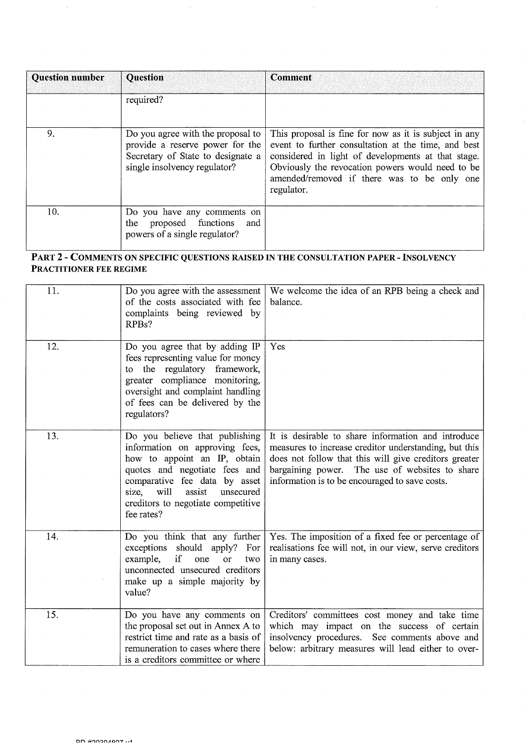| Question number | Question | Comment |
| --- | --- | --- |
| | required? | |
| 9. | Do you agree with the proposal to provide a reserve power for the Secretary of State to designate a single insolvency regulator? | This proposal is fine for now as it is subject in any event to further consultation at the time, and best considered in light of developments at that stage. Obviously the revocation powers would need to be amended/removed if there was to be only one regulator. |
| 10. | Do you have any comments on the proposed functions and powers of a single regulator? | |

**PART 2 - COMMENTS ON SPECIFIC QUESTIONS RAISED IN THE CONSULTATION PAPER - INSOLVENCY PRACTITIONER FEE REGIME**

| | | |
| --- | --- | --- |
| 11. | Do you agree with the assessment of the costs associated with fee complaints being reviewed by RPBs? | We welcome the idea of an RPB being a check and balance. |
| 12. | Do you agree that by adding IP fees representing value for money to the regulatory framework, greater compliance monitoring, oversight and complaint handling of fees can be delivered by the regulators? | Yes |
| 13. | Do you believe that publishing information on approving fees, how to appoint an IP, obtain quotes and negotiate fees and comparative fee data by asset size, will assist unsecured creditors to negotiate competitive fee rates? | It is desirable to share information and introduce measures to increase creditor understanding, but this does not follow that this will give creditors greater bargaining power. The use of websites to share information is to be encouraged to save costs. |
| 14. | Do you think that any further exceptions should apply? For example, if one or two unconnected unsecured creditors make up a simple majority by value? | Yes. The imposition of a fixed fee or percentage of realisations fee will not, in our view, serve creditors in many cases. |
| 15. | Do you have any comments on the proposal set out in Annex A to restrict time and rate as a basis of remuneration to cases where there is a creditors committee or where | Creditors' committees cost money and take time which may impact on the success of certain insolvency procedures. See comments above and below: arbitrary measures will lead either to over- |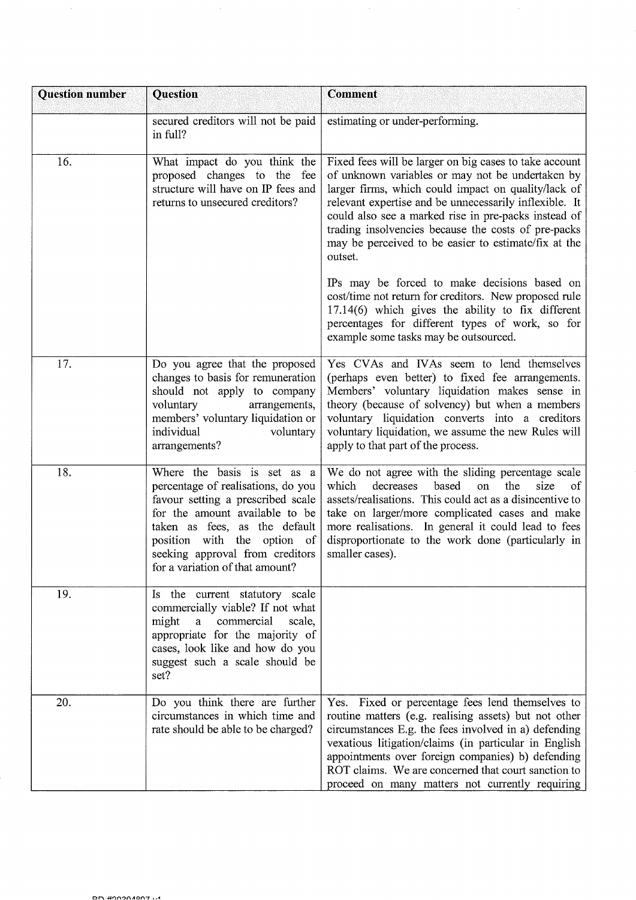| Question number | Question | Comment |
|---|---|---|
| | secured creditors will not be paid in full? | estimating or under-performing. |
| 16. | What impact do you think the proposed changes to the fee structure will have on IP fees and returns to unsecured creditors? | Fixed fees will be larger on big cases to take account of unknown variables or may not be undertaken by larger firms, which could impact on quality/lack of relevant expertise and be unnecessarily inflexible. It could also see a marked rise in pre-packs instead of trading insolvencies because the costs of pre-packs may be perceived to be easier to estimate/fix at the outset.<br><br>IPs may be forced to make decisions based on cost/time not return for creditors. New proposed rule 17.14(6) which gives the ability to fix different percentages for different types of work, so for example some tasks may be outsourced. |
| 17. | Do you agree that the proposed changes to basis for remuneration should not apply to company voluntary arrangements, members' voluntary liquidation or individual voluntary arrangements? | Yes CVAs and IVAs seem to lend themselves (perhaps even better) to fixed fee arrangements. Members' voluntary liquidation makes sense in theory (because of solvency) but when a members voluntary liquidation converts into a creditors voluntary liquidation, we assume the new Rules will apply to that part of the process. |
| 18. | Where the basis is set as a percentage of realisations, do you favour setting a prescribed scale for the amount available to be taken as fees, as the default position with the option of seeking approval from creditors for a variation of that amount? | We do not agree with the sliding percentage scale which decreases based on the size of assets/realisations. This could act as a disincentive to take on larger/more complicated cases and make more realisations. In general it could lead to fees disproportionate to the work done (particularly in smaller cases). |
| 19. | Is the current statutory scale commercially viable? If not what might a commercial scale, appropriate for the majority of cases, look like and how do you suggest such a scale should be set? | |
| 20. | Do you think there are further circumstances in which time and rate should be able to be charged? | Yes. Fixed or percentage fees lend themselves to routine matters (e.g. realising assets) but not other circumstances E.g. the fees involved in a) defending vexatious litigation/claims (in particular in English appointments over foreign companies) b) defending ROT claims. We are concerned that court sanction to proceed on many matters not currently requiring |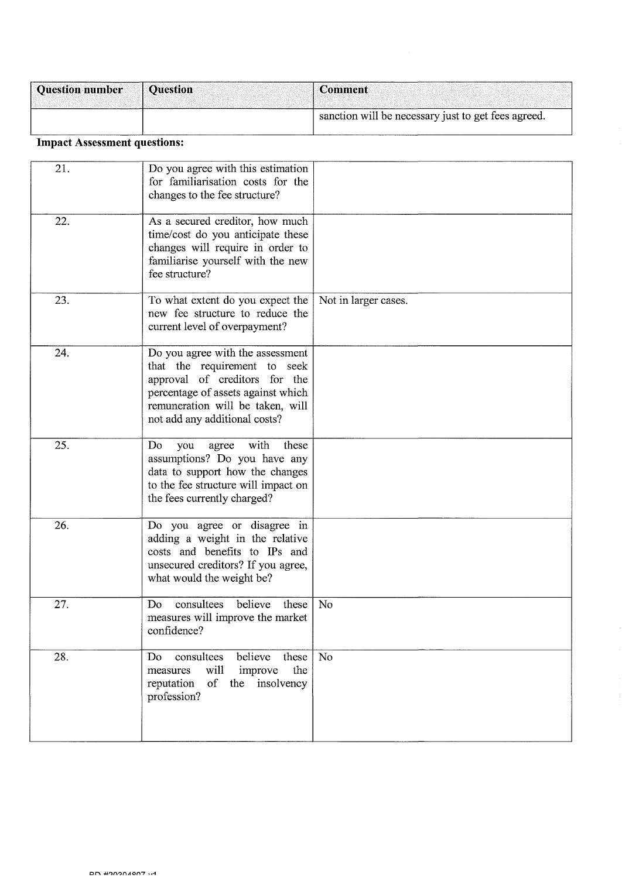| Question number | Question | Comment |
| --- | --- | --- |
| | | sanction will be necessary just to get fees agreed. |

**Impact Assessment questions:**

| | | |
| --- | --- | --- |
| 21. | Do you agree with this estimation for familiarisation costs for the changes to the fee structure? | |
| 22. | As a secured creditor, how much time/cost do you anticipate these changes will require in order to familiarise yourself with the new fee structure? | |
| 23. | To what extent do you expect the new fee structure to reduce the current level of overpayment? | Not in larger cases. |
| 24. | Do you agree with the assessment that the requirement to seek approval of creditors for the percentage of assets against which remuneration will be taken, will not add any additional costs? | |
| 25. | Do you agree with these assumptions? Do you have any data to support how the changes to the fee structure will impact on the fees currently charged? | |
| 26. | Do you agree or disagree in adding a weight in the relative costs and benefits to IPs and unsecured creditors? If you agree, what would the weight be? | |
| 27. | Do consultees believe these measures will improve the market confidence? | No |
| 28. | Do consultees believe these measures will improve the reputation of the insolvency profession? | No |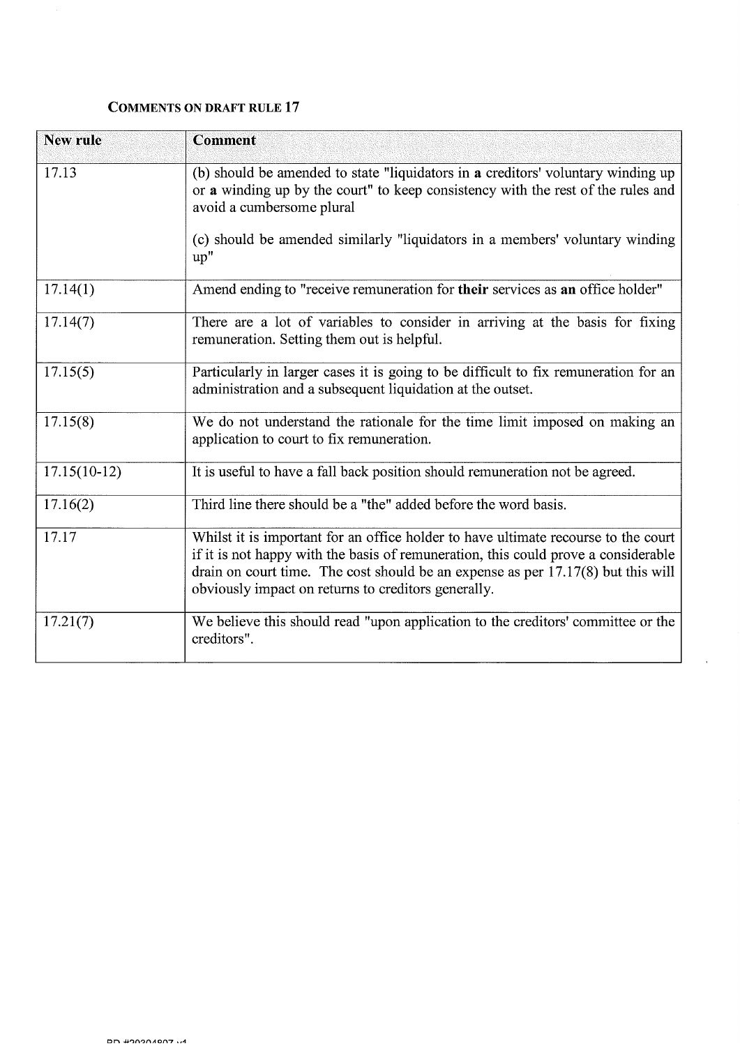**COMMENTS ON DRAFT RULE 17**

| New rule | Comment |
|---|---|
| 17.13 | (b) should be amended to state "liquidators in **a** creditors' voluntary winding up or **a** winding up by the court" to keep consistency with the rest of the rules and avoid a cumbersome plural<br><br>(c) should be amended similarly "liquidators in a members' voluntary winding up" |
| 17.14(1) | Amend ending to "receive remuneration for **their** services as **an** office holder" |
| 17.14(7) | There are a lot of variables to consider in arriving at the basis for fixing remuneration. Setting them out is helpful. |
| 17.15(5) | Particularly in larger cases it is going to be difficult to fix remuneration for an administration and a subsequent liquidation at the outset. |
| 17.15(8) | We do not understand the rationale for the time limit imposed on making an application to court to fix remuneration. |
| 17.15(10-12) | It is useful to have a fall back position should remuneration not be agreed. |
| 17.16(2) | Third line there should be a "the" added before the word basis. |
| 17.17 | Whilst it is important for an office holder to have ultimate recourse to the court if it is not happy with the basis of remuneration, this could prove a considerable drain on court time. The cost should be an expense as per 17.17(8) but this will obviously impact on returns to creditors generally. |
| 17.21(7) | We believe this should read "upon application to the creditors' committee or the creditors". |